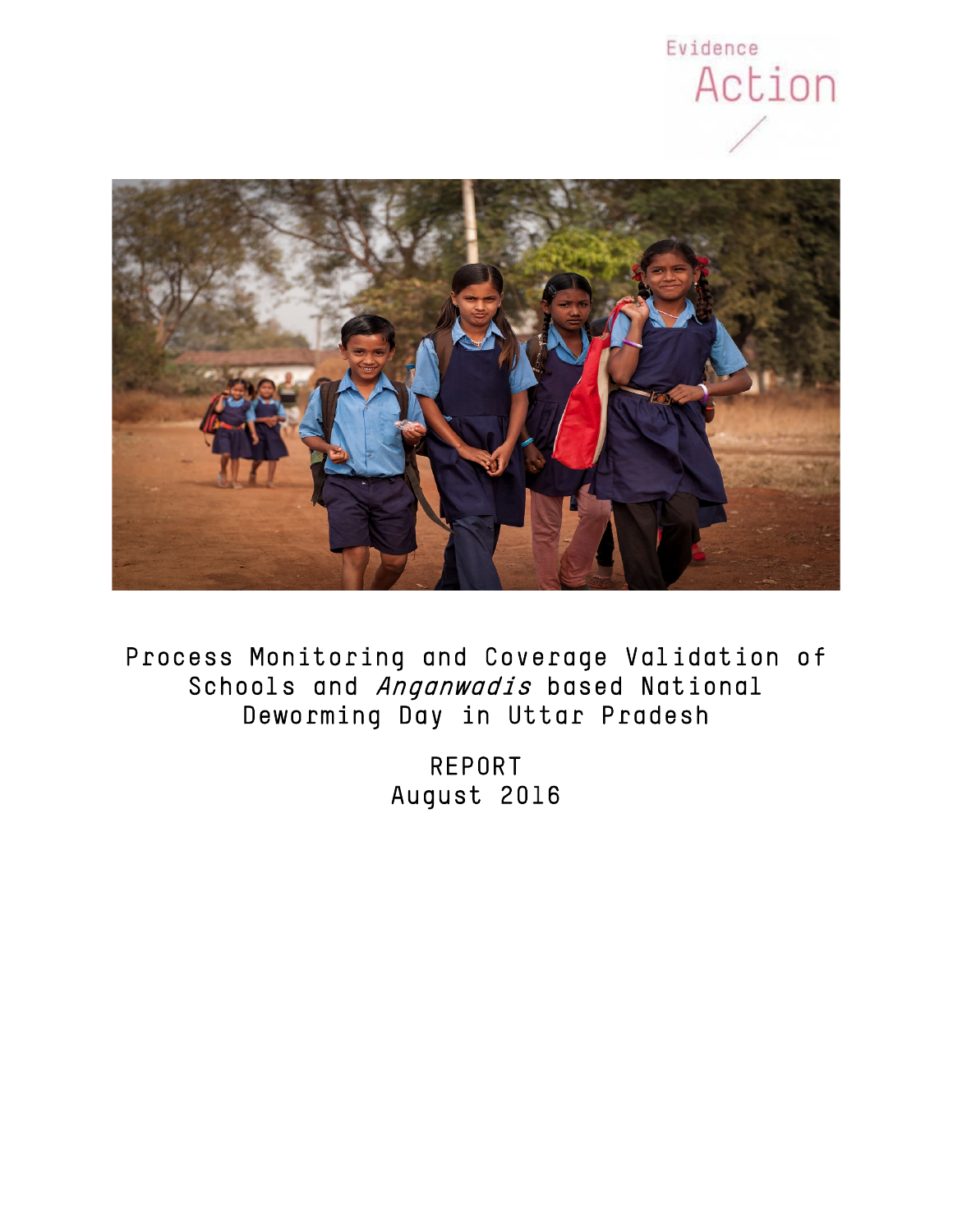Evidence Action

# Process Monitoring and Coverage Validation of Schools and *Anganwadis* based National Deworming Day in Uttar Pradesh

REPORT

August 2016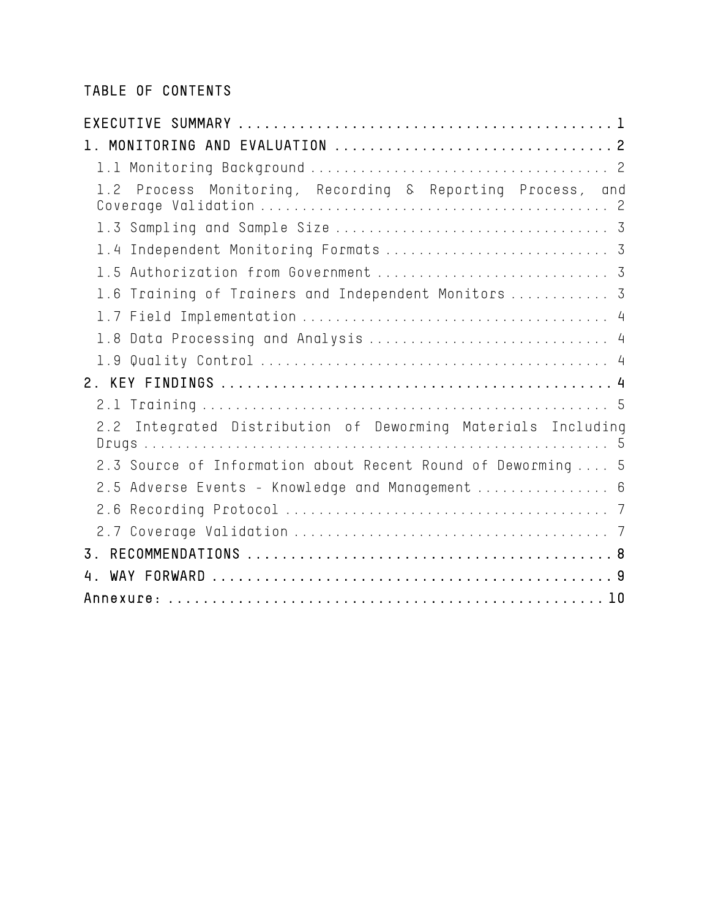TABLE OF CONTENTS

EXECUTIVE SUMMARY ........................................... 1

1. MONITORING AND EVALUATION ............................... 2

- 1.1 Monitoring Background ................................... 2
- 1.2 Process Monitoring, Recording & Reporting Process, and Coverage Validation ......................................... 2
- 1.3 Sampling and Sample Size ................................ 3
- 1.4 Independent Monitoring Formats .......................... 3
- 1.5 Authorization from Government ........................... 3
- 1.6 Training of Trainers and Independent Monitors ........... 3
- 1.7 Field Implementation .................................... 4
- 1.8 Data Processing and Analysis ............................ 4
- 1.9 Quality Control ......................................... 4

2. KEY FINDINGS ............................................ 4

- 2.1 Training ................................................ 5
- 2.2 Integrated Distribution of Deworming Materials Including Drugs ..................................................... 5
- 2.3 Source of Information about Recent Round of Deworming .... 5
- 2.5 Adverse Events - Knowledge and Management ............... 6
- 2.6 Recording Protocol ...................................... 7
- 2.7 Coverage Validation ..................................... 7

3. RECOMMENDATIONS ......................................... 8

4. WAY FORWARD ............................................. 9

Annexure: .................................................. 10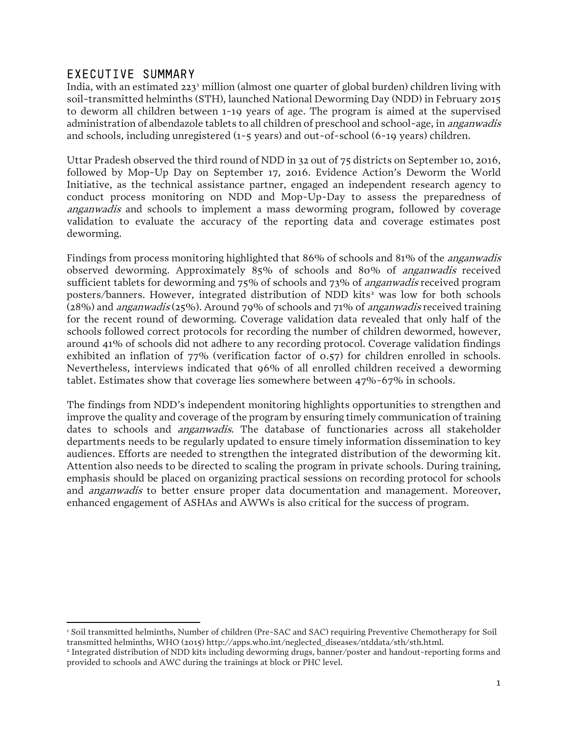# EXECUTIVE SUMMARY

India, with an estimated 223[1] million (almost one quarter of global burden) children living with soil-transmitted helminths (STH), launched National Deworming Day (NDD) in February 2015 to deworm all children between 1-19 years of age. The program is aimed at the supervised administration of albendazole tablets to all children of preschool and school-age, in *anganwadis* and schools, including unregistered (1-5 years) and out-of-school (6-19 years) children.

Uttar Pradesh observed the third round of NDD in 32 out of 75 districts on September 10, 2016, followed by Mop-Up Day on September 17, 2016. Evidence Action's Deworm the World Initiative, as the technical assistance partner, engaged an independent research agency to conduct process monitoring on NDD and Mop-Up-Day to assess the preparedness of *anganwadis* and schools to implement a mass deworming program, followed by coverage validation to evaluate the accuracy of the reporting data and coverage estimates post deworming.

Findings from process monitoring highlighted that 86% of schools and 81% of the *anganwadis* observed deworming. Approximately 85% of schools and 80% of *anganwadis* received sufficient tablets for deworming and 75% of schools and 73% of *anganwadis* received program posters/banners. However, integrated distribution of NDD kits[2] was low for both schools (28%) and *anganwadis* (25%). Around 79% of schools and 71% of *anganwadis* received training for the recent round of deworming. Coverage validation data revealed that only half of the schools followed correct protocols for recording the number of children dewormed, however, around 41% of schools did not adhere to any recording protocol. Coverage validation findings exhibited an inflation of 77% (verification factor of 0.57) for children enrolled in schools. Nevertheless, interviews indicated that 96% of all enrolled children received a deworming tablet. Estimates show that coverage lies somewhere between 47%-67% in schools.

The findings from NDD's independent monitoring highlights opportunities to strengthen and improve the quality and coverage of the program by ensuring timely communication of training dates to schools and *anganwadis*. The database of functionaries across all stakeholder departments needs to be regularly updated to ensure timely information dissemination to key audiences. Efforts are needed to strengthen the integrated distribution of the deworming kit. Attention also needs to be directed to scaling the program in private schools. During training, emphasis should be placed on organizing practical sessions on recording protocol for schools and *anganwadis* to better ensure proper data documentation and management. Moreover, enhanced engagement of ASHAs and AWWs is also critical for the success of program.

---

[1] Soil transmitted helminths, Number of children (Pre-SAC and SAC) requiring Preventive Chemotherapy for Soil transmitted helminths, WHO (2015) http://apps.who.int/neglected_diseases/ntddata/sth/sth.html.

[2] Integrated distribution of NDD kits including deworming drugs, banner/poster and handout-reporting forms and provided to schools and AWC during the trainings at block or PHC level.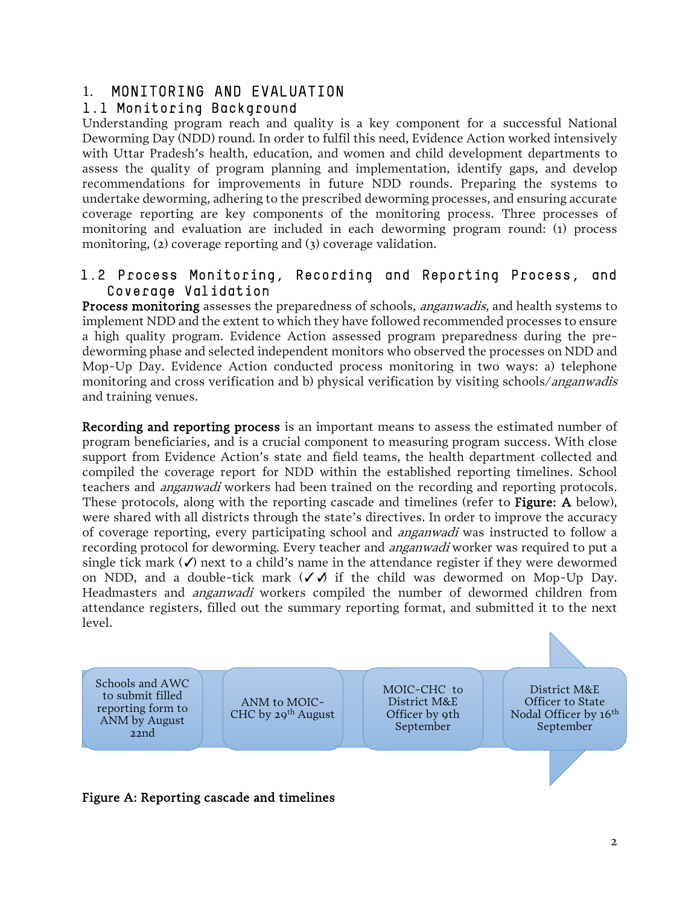# 1. MONITORING AND EVALUATION

## 1.1 Monitoring Background

Understanding program reach and quality is a key component for a successful National Deworming Day (NDD) round. In order to fulfil this need, Evidence Action worked intensively with Uttar Pradesh's health, education, and women and child development departments to assess the quality of program planning and implementation, identify gaps, and develop recommendations for improvements in future NDD rounds. Preparing the systems to undertake deworming, adhering to the prescribed deworming processes, and ensuring accurate coverage reporting are key components of the monitoring process. Three processes of monitoring and evaluation are included in each deworming program round: (1) process monitoring, (2) coverage reporting and (3) coverage validation.

## 1.2 Process Monitoring, Recording and Reporting Process, and Coverage Validation

**Process monitoring** assesses the preparedness of schools, *anganwadis*, and health systems to implement NDD and the extent to which they have followed recommended processes to ensure a high quality program. Evidence Action assessed program preparedness during the pre-deworming phase and selected independent monitors who observed the processes on NDD and Mop-Up Day. Evidence Action conducted process monitoring in two ways: a) telephone monitoring and cross verification and b) physical verification by visiting schools/*anganwadis* and training venues.

**Recording and reporting process** is an important means to assess the estimated number of program beneficiaries, and is a crucial component to measuring program success. With close support from Evidence Action's state and field teams, the health department collected and compiled the coverage report for NDD within the established reporting timelines. School teachers and *anganwadi* workers had been trained on the recording and reporting protocols. These protocols, along with the reporting cascade and timelines (refer to **Figure: A** below), were shared with all districts through the state's directives. In order to improve the accuracy of coverage reporting, every participating school and *anganwadi* was instructed to follow a recording protocol for deworming. Every teacher and *anganwadi* worker was required to put a single tick mark (✓) next to a child's name in the attendance register if they were dewormed on NDD, and a double-tick mark (✓✓) if the child was dewormed on Mop-Up Day. Headmasters and *anganwadi* workers compiled the number of dewormed children from attendance registers, filled out the summary reporting format, and submitted it to the next level.

Schools and AWC to submit filled reporting form to ANM by August 22nd → ANM to MOIC-CHC by 29th August → MOIC-CHC to District M&E Officer by 9th September → District M&E Officer to State Nodal Officer by 16th September

**Figure A: Reporting cascade and timelines**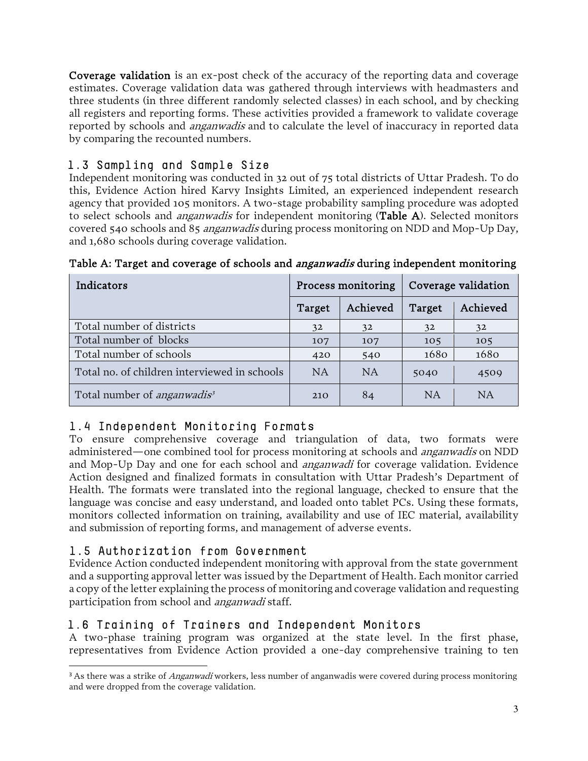**Coverage validation** is an ex-post check of the accuracy of the reporting data and coverage estimates. Coverage validation data was gathered through interviews with headmasters and three students (in three different randomly selected classes) in each school, and by checking all registers and reporting forms. These activities provided a framework to validate coverage reported by schools and *anganwadis* and to calculate the level of inaccuracy in reported data by comparing the recounted numbers.

## 1.3 Sampling and Sample Size

Independent monitoring was conducted in 32 out of 75 total districts of Uttar Pradesh. To do this, Evidence Action hired Karvy Insights Limited, an experienced independent research agency that provided 105 monitors. A two-stage probability sampling procedure was adopted to select schools and *anganwadis* for independent monitoring (**Table A**). Selected monitors covered 540 schools and 85 *anganwadis* during process monitoring on NDD and Mop-Up Day, and 1,680 schools during coverage validation.

**Table A: Target and coverage of schools and *anganwadis* during independent monitoring**

| Indicators | Process monitoring | | Coverage validation | |
|---|---|---|---|---|
| | Target | Achieved | Target | Achieved |
| Total number of districts | 32 | 32 | 32 | 32 |
| Total number of blocks | 107 | 107 | 105 | 105 |
| Total number of schools | 420 | 540 | 1680 | 1680 |
| Total no. of children interviewed in schools | NA | NA | 5040 | 4509 |
| Total number of *anganwadis*[3] | 210 | 84 | NA | NA |

## 1.4 Independent Monitoring Formats

To ensure comprehensive coverage and triangulation of data, two formats were administered—one combined tool for process monitoring at schools and *anganwadis* on NDD and Mop-Up Day and one for each school and *anganwadi* for coverage validation. Evidence Action designed and finalized formats in consultation with Uttar Pradesh's Department of Health. The formats were translated into the regional language, checked to ensure that the language was concise and easy understand, and loaded onto tablet PCs. Using these formats, monitors collected information on training, availability and use of IEC material, availability and submission of reporting forms, and management of adverse events.

## 1.5 Authorization from Government

Evidence Action conducted independent monitoring with approval from the state government and a supporting approval letter was issued by the Department of Health. Each monitor carried a copy of the letter explaining the process of monitoring and coverage validation and requesting participation from school and *anganwadi* staff.

## 1.6 Training of Trainers and Independent Monitors

A two-phase training program was organized at the state level. In the first phase, representatives from Evidence Action provided a one-day comprehensive training to ten

---

[3] As there was a strike of *Anganwadi* workers, less number of anganwadis were covered during process monitoring and were dropped from the coverage validation.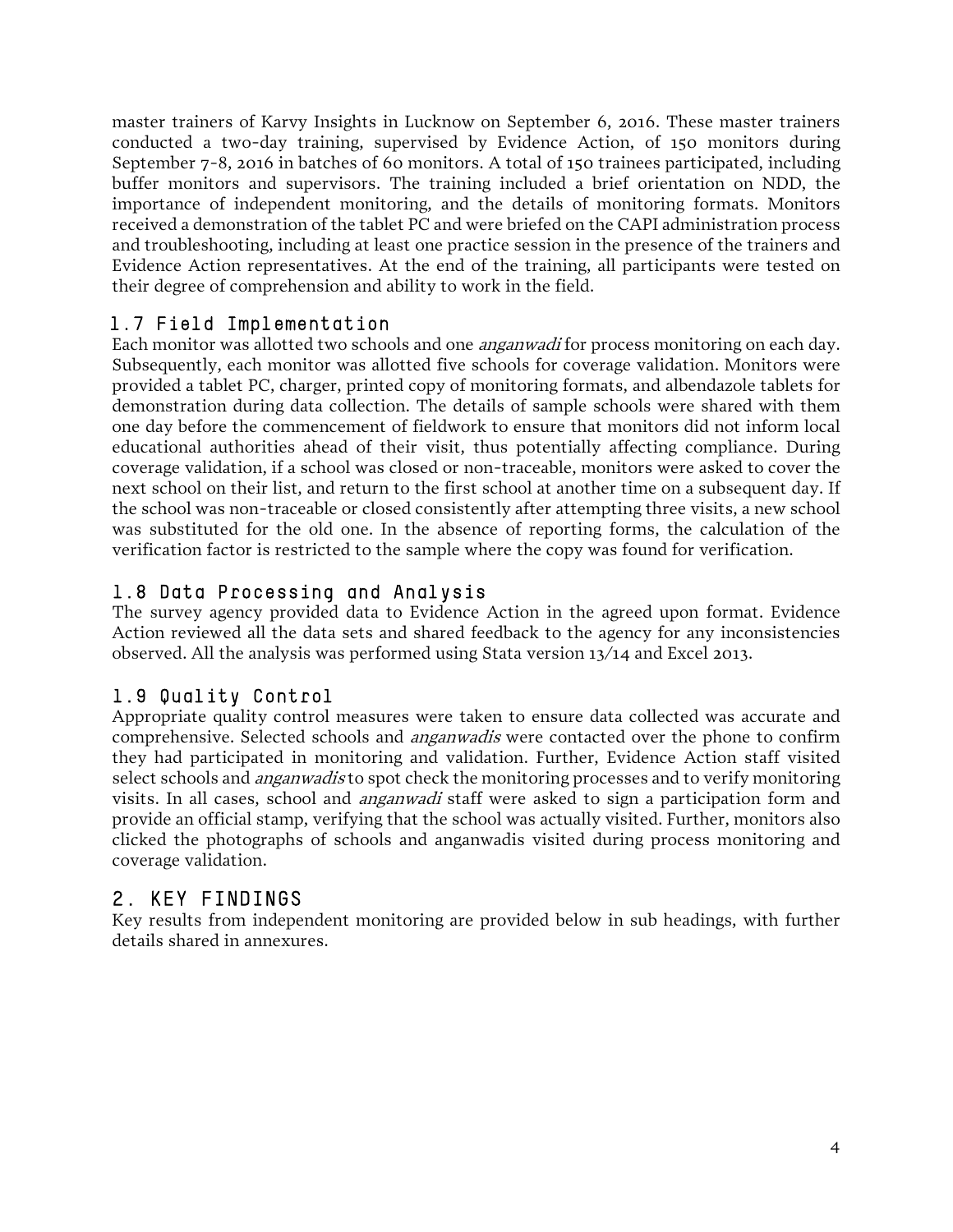master trainers of Karvy Insights in Lucknow on September 6, 2016. These master trainers conducted a two-day training, supervised by Evidence Action, of 150 monitors during September 7-8, 2016 in batches of 60 monitors. A total of 150 trainees participated, including buffer monitors and supervisors. The training included a brief orientation on NDD, the importance of independent monitoring, and the details of monitoring formats. Monitors received a demonstration of the tablet PC and were briefed on the CAPI administration process and troubleshooting, including at least one practice session in the presence of the trainers and Evidence Action representatives. At the end of the training, all participants were tested on their degree of comprehension and ability to work in the field.

### 1.7 Field Implementation

Each monitor was allotted two schools and one *anganwadi* for process monitoring on each day. Subsequently, each monitor was allotted five schools for coverage validation. Monitors were provided a tablet PC, charger, printed copy of monitoring formats, and albendazole tablets for demonstration during data collection. The details of sample schools were shared with them one day before the commencement of fieldwork to ensure that monitors did not inform local educational authorities ahead of their visit, thus potentially affecting compliance. During coverage validation, if a school was closed or non-traceable, monitors were asked to cover the next school on their list, and return to the first school at another time on a subsequent day. If the school was non-traceable or closed consistently after attempting three visits, a new school was substituted for the old one. In the absence of reporting forms, the calculation of the verification factor is restricted to the sample where the copy was found for verification.

### 1.8 Data Processing and Analysis

The survey agency provided data to Evidence Action in the agreed upon format. Evidence Action reviewed all the data sets and shared feedback to the agency for any inconsistencies observed. All the analysis was performed using Stata version 13/14 and Excel 2013.

### 1.9 Quality Control

Appropriate quality control measures were taken to ensure data collected was accurate and comprehensive. Selected schools and *anganwadis* were contacted over the phone to confirm they had participated in monitoring and validation. Further, Evidence Action staff visited select schools and *anganwadis* to spot check the monitoring processes and to verify monitoring visits. In all cases, school and *anganwadi* staff were asked to sign a participation form and provide an official stamp, verifying that the school was actually visited. Further, monitors also clicked the photographs of schools and anganwadis visited during process monitoring and coverage validation.

## 2. KEY FINDINGS

Key results from independent monitoring are provided below in sub headings, with further details shared in annexures.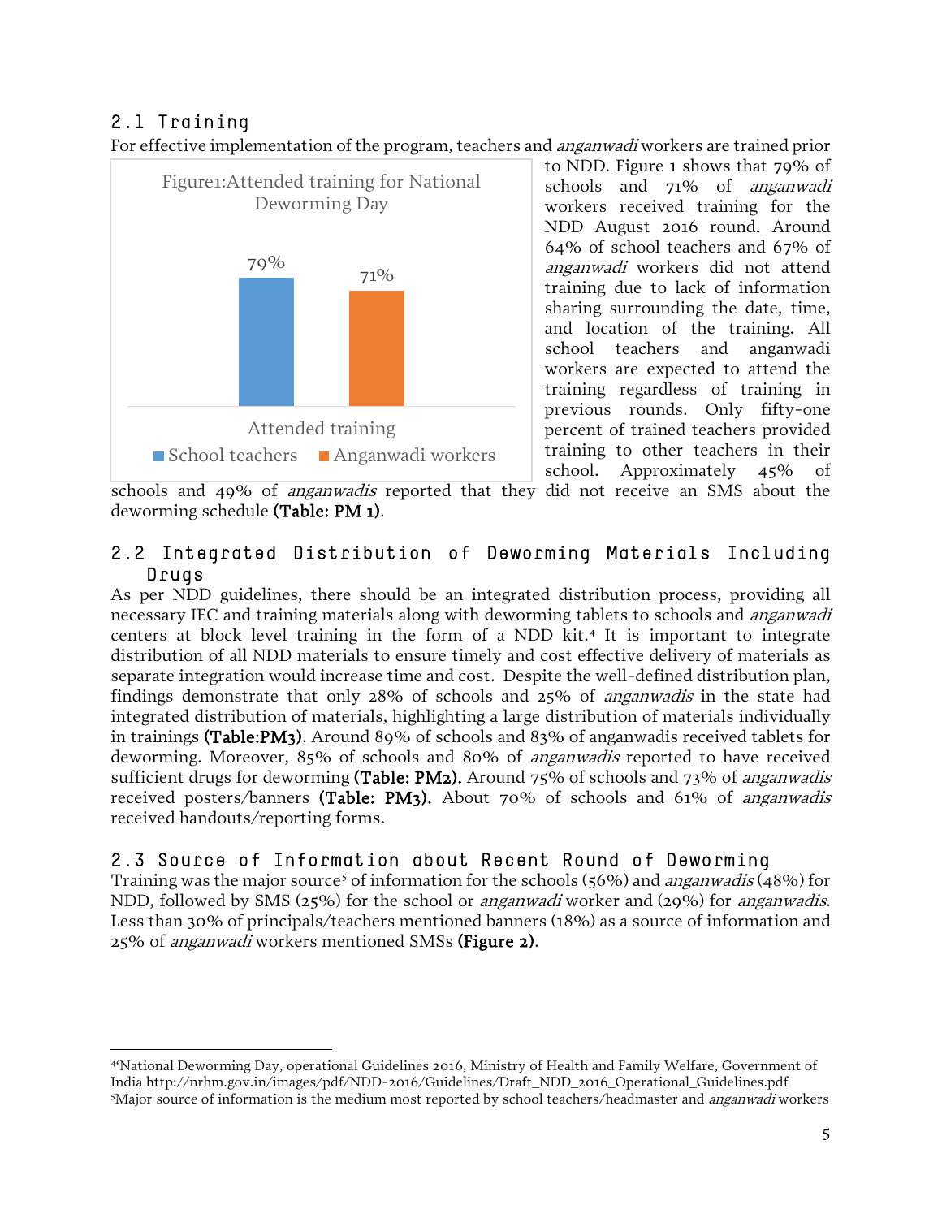## 2.1 Training

For effective implementation of the program, teachers and *anganwadi* workers are trained prior to NDD. Figure 1 shows that 79% of schools and 71% of *anganwadi* workers received training for the NDD August 2016 round. Around 64% of school teachers and 67% of *anganwadi* workers did not attend training due to lack of information sharing surrounding the date, time, and location of the training. All school teachers and anganwadi workers are expected to attend the training regardless of training in previous rounds. Only fifty-one percent of trained teachers provided training to other teachers in their school. Approximately 45% of schools and 49% of *anganwadis* reported that they did not receive an SMS about the deworming schedule **(Table: PM 1)**.

Figure1:Attended training for National Deworming Day

| | School teachers | Anganwadi workers |
|---|---|---|
| Attended training | 79% | 71% |

## 2.2 Integrated Distribution of Deworming Materials Including Drugs

As per NDD guidelines, there should be an integrated distribution process, providing all necessary IEC and training materials along with deworming tablets to schools and *anganwadi* centers at block level training in the form of a NDD kit.[4] It is important to integrate distribution of all NDD materials to ensure timely and cost effective delivery of materials as separate integration would increase time and cost. Despite the well-defined distribution plan, findings demonstrate that only 28% of schools and 25% of *anganwadis* in the state had integrated distribution of materials, highlighting a large distribution of materials individually in trainings **(Table:PM3)**. Around 89% of schools and 83% of anganwadis received tablets for deworming. Moreover, 85% of schools and 80% of *anganwadis* reported to have received sufficient drugs for deworming **(Table: PM2).** Around 75% of schools and 73% of *anganwadis* received posters/banners **(Table: PM3).** About 70% of schools and 61% of *anganwadis* received handouts/reporting forms.

## 2.3 Source of Information about Recent Round of Deworming

Training was the major source[5] of information for the schools (56%) and *anganwadis* (48%) for NDD, followed by SMS (25%) for the school or *anganwadi* worker and (29%) for *anganwadis*. Less than 30% of principals/teachers mentioned banners (18%) as a source of information and 25% of *anganwadi* workers mentioned SMSs **(Figure 2)**.

---

[4] "National Deworming Day, operational Guidelines 2016, Ministry of Health and Family Welfare, Government of India http://nrhm.gov.in/images/pdf/NDD-2016/Guidelines/Draft_NDD_2016_Operational_Guidelines.pdf

[5] Major source of information is the medium most reported by school teachers/headmaster and *anganwadi* workers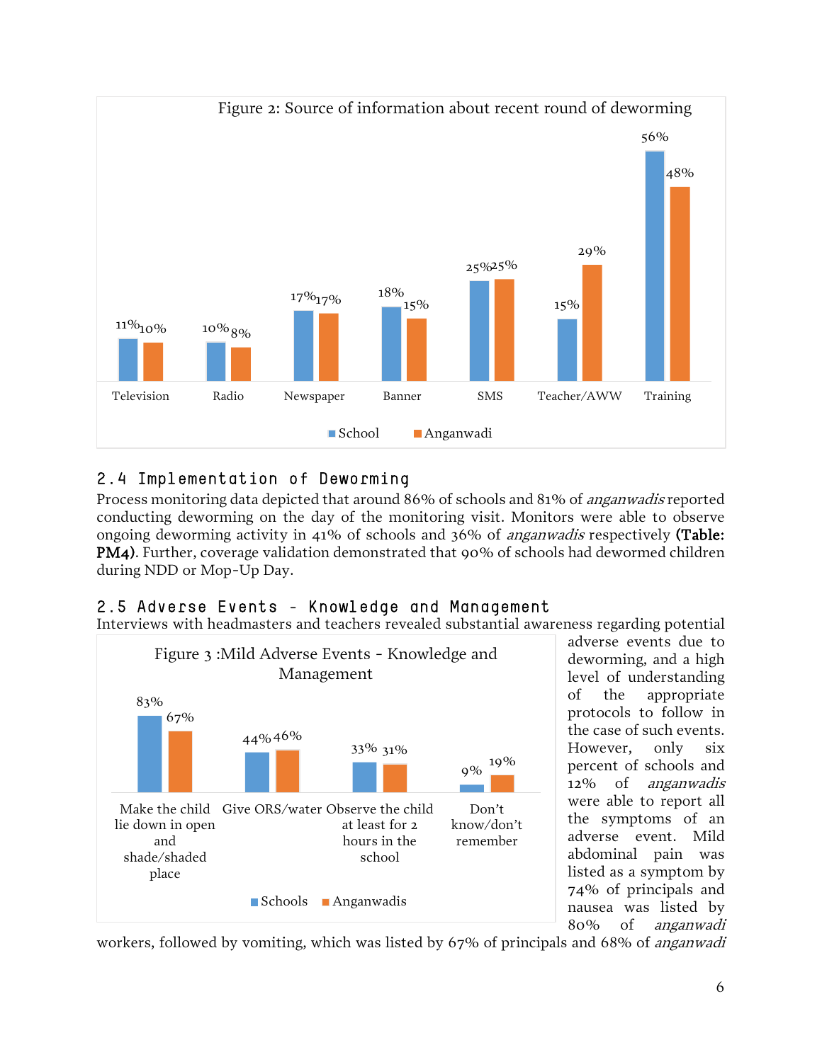Figure 2: Source of information about recent round of deworming

| | Television | Radio | Newspaper | Banner | SMS | Teacher/AWW | Training |
|---|---|---|---|---|---|---|---|
| School | 11% | 10% | 17% | 18% | 25% | 15% | 56% |
| Anganwadi | 10% | 8% | 17% | 15% | 25% | 29% | 48% |

## 2.4 Implementation of Deworming

Process monitoring data depicted that around 86% of schools and 81% of *anganwadis* reported conducting deworming on the day of the monitoring visit. Monitors were able to observe ongoing deworming activity in 41% of schools and 36% of *anganwadis* respectively **(Table: PM4)**. Further, coverage validation demonstrated that 90% of schools had dewormed children during NDD or Mop-Up Day.

## 2.5 Adverse Events - Knowledge and Management

Interviews with headmasters and teachers revealed substantial awareness regarding potential adverse events due to deworming, and a high level of understanding of the appropriate protocols to follow in the case of such events. However, only six percent of schools and 12% of *anganwadis* were able to report all the symptoms of an adverse event. Mild abdominal pain was listed as a symptom by 74% of principals and nausea was listed by 80% of *anganwadi* workers, followed by vomiting, which was listed by 67% of principals and 68% of *anganwadi*

Figure 3 :Mild Adverse Events - Knowledge and Management

| | Make the child lie down in open and shade/shaded place | Give ORS/water | Observe the child at least for 2 hours in the school | Don't know/don't remember |
|---|---|---|---|---|
| Schools | 83% | 44% | 33% | 9% |
| Anganwadis | 67% | 46% | 31% | 19% |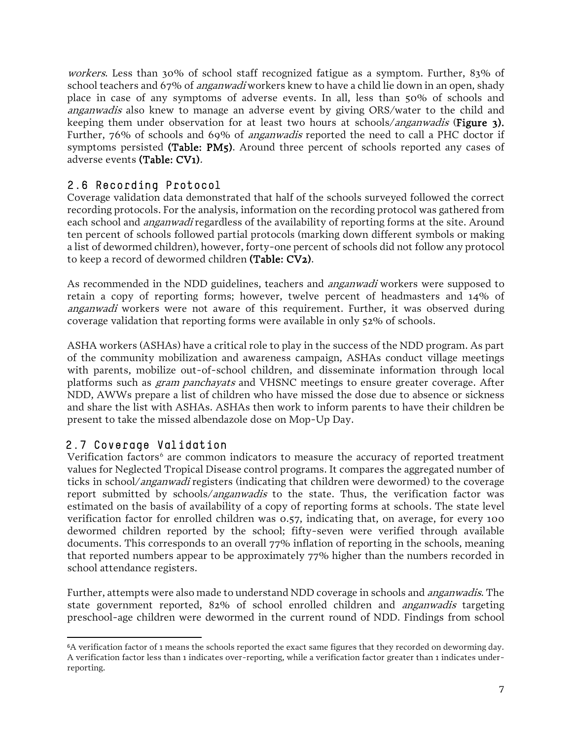*workers*. Less than 30% of school staff recognized fatigue as a symptom. Further, 83% of school teachers and 67% of *anganwadi* workers knew to have a child lie down in an open, shady place in case of any symptoms of adverse events. In all, less than 50% of schools and *anganwadis* also knew to manage an adverse event by giving ORS/water to the child and keeping them under observation for at least two hours at schools/*anganwadis* (**Figure 3).** Further, 76% of schools and 69% of *anganwadis* reported the need to call a PHC doctor if symptoms persisted **(Table: PM5)**. Around three percent of schools reported any cases of adverse events **(Table: CV1)**.

## 2.6 Recording Protocol

Coverage validation data demonstrated that half of the schools surveyed followed the correct recording protocols. For the analysis, information on the recording protocol was gathered from each school and *anganwadi* regardless of the availability of reporting forms at the site. Around ten percent of schools followed partial protocols (marking down different symbols or making a list of dewormed children), however, forty-one percent of schools did not follow any protocol to keep a record of dewormed children **(Table: CV2)**.

As recommended in the NDD guidelines, teachers and *anganwadi* workers were supposed to retain a copy of reporting forms; however, twelve percent of headmasters and 14% of *anganwadi* workers were not aware of this requirement. Further, it was observed during coverage validation that reporting forms were available in only 52% of schools.

ASHA workers (ASHAs) have a critical role to play in the success of the NDD program. As part of the community mobilization and awareness campaign, ASHAs conduct village meetings with parents, mobilize out-of-school children, and disseminate information through local platforms such as *gram panchayats* and VHSNC meetings to ensure greater coverage. After NDD, AWWs prepare a list of children who have missed the dose due to absence or sickness and share the list with ASHAs. ASHAs then work to inform parents to have their children be present to take the missed albendazole dose on Mop-Up Day.

## 2.7 Coverage Validation

Verification factors[6] are common indicators to measure the accuracy of reported treatment values for Neglected Tropical Disease control programs. It compares the aggregated number of ticks in school/*anganwadi* registers (indicating that children were dewormed) to the coverage report submitted by schools/*anganwadis* to the state. Thus, the verification factor was estimated on the basis of availability of a copy of reporting forms at schools. The state level verification factor for enrolled children was 0.57, indicating that, on average, for every 100 dewormed children reported by the school; fifty-seven were verified through available documents. This corresponds to an overall 77% inflation of reporting in the schools, meaning that reported numbers appear to be approximately 77% higher than the numbers recorded in school attendance registers.

Further, attempts were also made to understand NDD coverage in schools and *anganwadis*. The state government reported, 82% of school enrolled children and *anganwadis* targeting preschool-age children were dewormed in the current round of NDD. Findings from school

---

[6] A verification factor of 1 means the schools reported the exact same figures that they recorded on deworming day. A verification factor less than 1 indicates over-reporting, while a verification factor greater than 1 indicates under-reporting.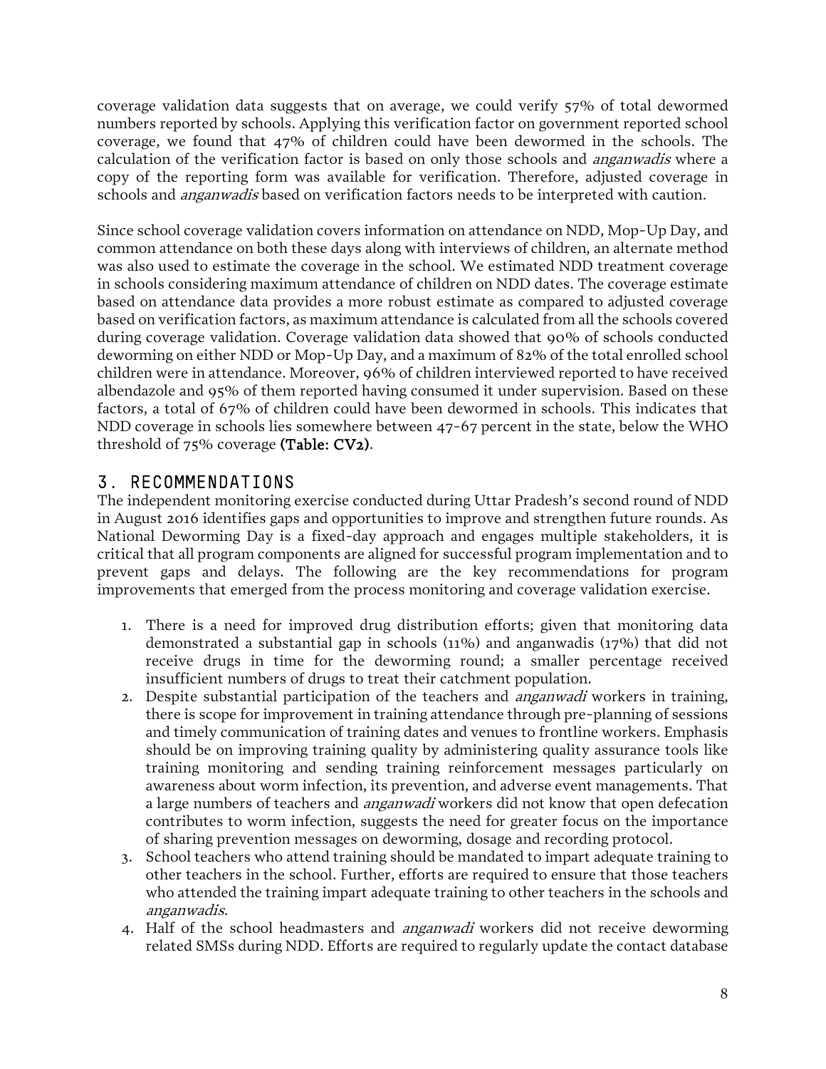coverage validation data suggests that on average, we could verify 57% of total dewormed numbers reported by schools. Applying this verification factor on government reported school coverage, we found that 47% of children could have been dewormed in the schools. The calculation of the verification factor is based on only those schools and *anganwadis* where a copy of the reporting form was available for verification. Therefore, adjusted coverage in schools and *anganwadis* based on verification factors needs to be interpreted with caution.

Since school coverage validation covers information on attendance on NDD, Mop-Up Day, and common attendance on both these days along with interviews of children, an alternate method was also used to estimate the coverage in the school. We estimated NDD treatment coverage in schools considering maximum attendance of children on NDD dates. The coverage estimate based on attendance data provides a more robust estimate as compared to adjusted coverage based on verification factors, as maximum attendance is calculated from all the schools covered during coverage validation. Coverage validation data showed that 90% of schools conducted deworming on either NDD or Mop-Up Day, and a maximum of 82% of the total enrolled school children were in attendance. Moreover, 96% of children interviewed reported to have received albendazole and 95% of them reported having consumed it under supervision. Based on these factors, a total of 67% of children could have been dewormed in schools. This indicates that NDD coverage in schools lies somewhere between 47-67 percent in the state, below the WHO threshold of 75% coverage **(Table: CV2)**.

## 3. RECOMMENDATIONS

The independent monitoring exercise conducted during Uttar Pradesh's second round of NDD in August 2016 identifies gaps and opportunities to improve and strengthen future rounds. As National Deworming Day is a fixed-day approach and engages multiple stakeholders, it is critical that all program components are aligned for successful program implementation and to prevent gaps and delays. The following are the key recommendations for program improvements that emerged from the process monitoring and coverage validation exercise.

1. There is a need for improved drug distribution efforts; given that monitoring data demonstrated a substantial gap in schools (11%) and anganwadis (17%) that did not receive drugs in time for the deworming round; a smaller percentage received insufficient numbers of drugs to treat their catchment population.
2. Despite substantial participation of the teachers and *anganwadi* workers in training, there is scope for improvement in training attendance through pre-planning of sessions and timely communication of training dates and venues to frontline workers. Emphasis should be on improving training quality by administering quality assurance tools like training monitoring and sending training reinforcement messages particularly on awareness about worm infection, its prevention, and adverse event managements. That a large numbers of teachers and *anganwadi* workers did not know that open defecation contributes to worm infection, suggests the need for greater focus on the importance of sharing prevention messages on deworming, dosage and recording protocol.
3. School teachers who attend training should be mandated to impart adequate training to other teachers in the school. Further, efforts are required to ensure that those teachers who attended the training impart adequate training to other teachers in the schools and *anganwadis.*
4. Half of the school headmasters and *anganwadi* workers did not receive deworming related SMSs during NDD. Efforts are required to regularly update the contact database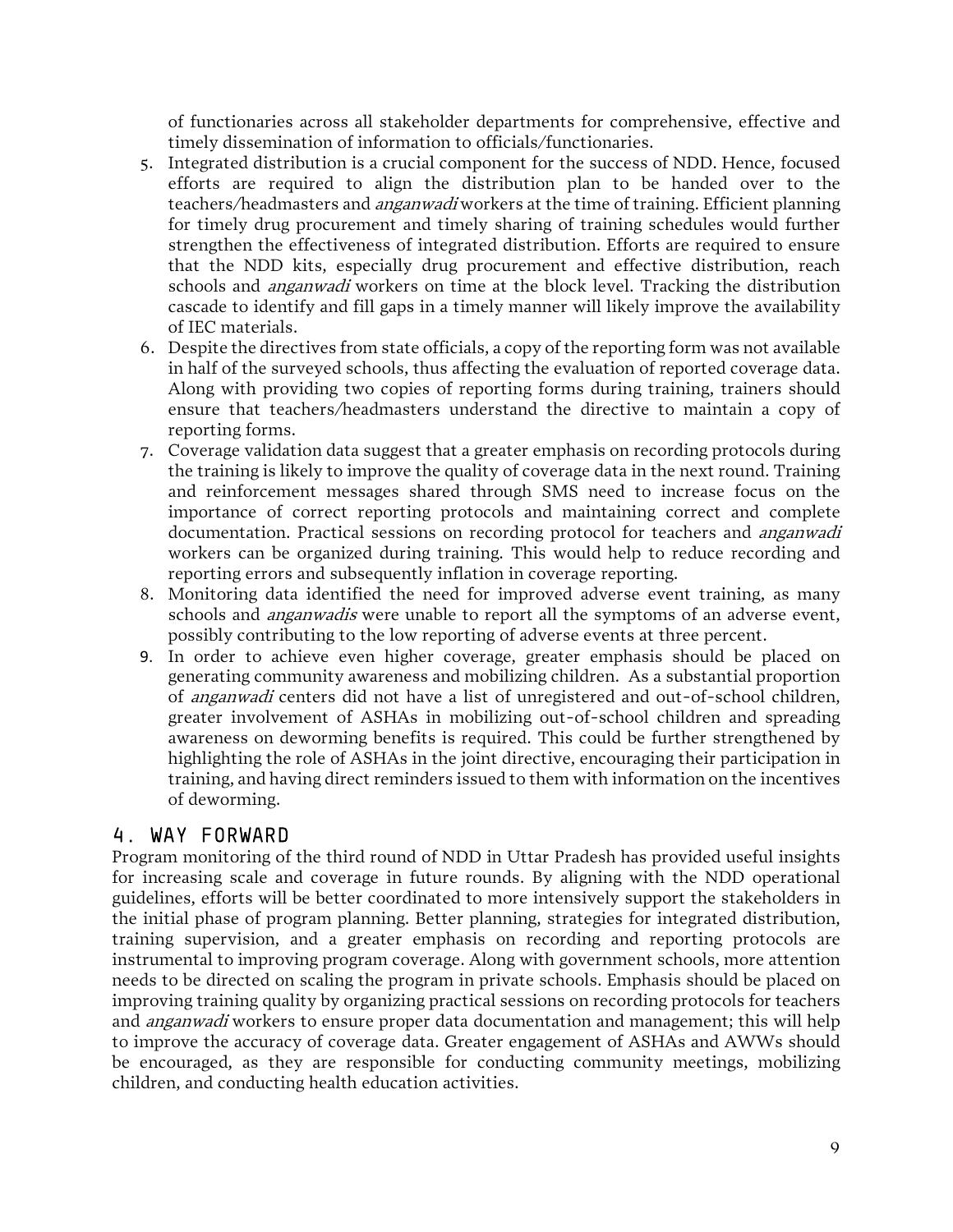of functionaries across all stakeholder departments for comprehensive, effective and timely dissemination of information to officials/functionaries.

5. Integrated distribution is a crucial component for the success of NDD. Hence, focused efforts are required to align the distribution plan to be handed over to the teachers/headmasters and *anganwadi* workers at the time of training. Efficient planning for timely drug procurement and timely sharing of training schedules would further strengthen the effectiveness of integrated distribution. Efforts are required to ensure that the NDD kits, especially drug procurement and effective distribution, reach schools and *anganwadi* workers on time at the block level. Tracking the distribution cascade to identify and fill gaps in a timely manner will likely improve the availability of IEC materials.
6. Despite the directives from state officials, a copy of the reporting form was not available in half of the surveyed schools, thus affecting the evaluation of reported coverage data. Along with providing two copies of reporting forms during training, trainers should ensure that teachers/headmasters understand the directive to maintain a copy of reporting forms.
7. Coverage validation data suggest that a greater emphasis on recording protocols during the training is likely to improve the quality of coverage data in the next round. Training and reinforcement messages shared through SMS need to increase focus on the importance of correct reporting protocols and maintaining correct and complete documentation. Practical sessions on recording protocol for teachers and *anganwadi* workers can be organized during training. This would help to reduce recording and reporting errors and subsequently inflation in coverage reporting.
8. Monitoring data identified the need for improved adverse event training, as many schools and *anganwadis* were unable to report all the symptoms of an adverse event, possibly contributing to the low reporting of adverse events at three percent.
9. In order to achieve even higher coverage, greater emphasis should be placed on generating community awareness and mobilizing children. As a substantial proportion of *anganwadi* centers did not have a list of unregistered and out-of-school children, greater involvement of ASHAs in mobilizing out-of-school children and spreading awareness on deworming benefits is required. This could be further strengthened by highlighting the role of ASHAs in the joint directive, encouraging their participation in training, and having direct reminders issued to them with information on the incentives of deworming.

## 4. WAY FORWARD

Program monitoring of the third round of NDD in Uttar Pradesh has provided useful insights for increasing scale and coverage in future rounds. By aligning with the NDD operational guidelines, efforts will be better coordinated to more intensively support the stakeholders in the initial phase of program planning. Better planning, strategies for integrated distribution, training supervision, and a greater emphasis on recording and reporting protocols are instrumental to improving program coverage. Along with government schools, more attention needs to be directed on scaling the program in private schools. Emphasis should be placed on improving training quality by organizing practical sessions on recording protocols for teachers and *anganwadi* workers to ensure proper data documentation and management; this will help to improve the accuracy of coverage data. Greater engagement of ASHAs and AWWs should be encouraged, as they are responsible for conducting community meetings, mobilizing children, and conducting health education activities.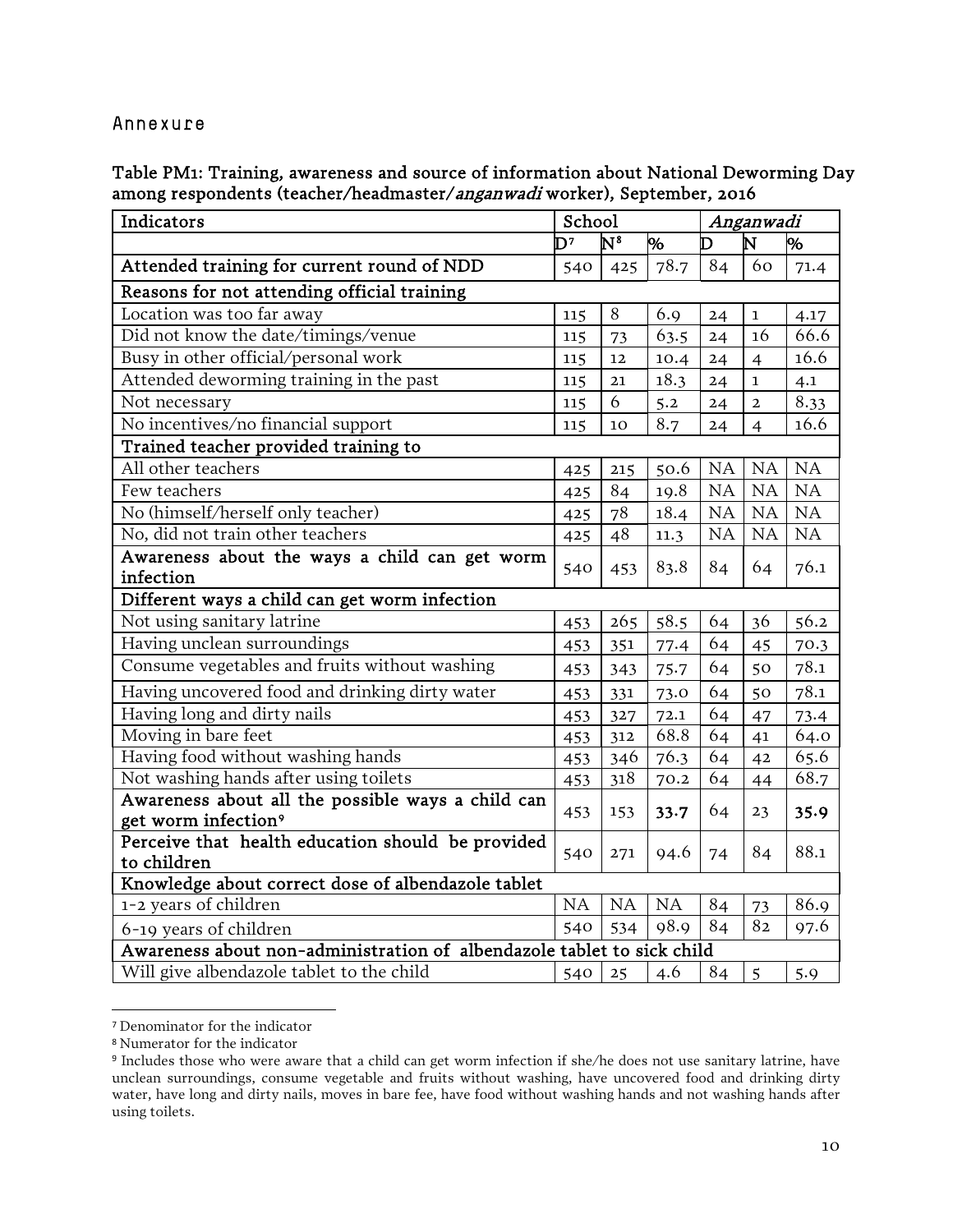## Annexure

**Table PM1: Training, awareness and source of information about National Deworming Day among respondents (teacher/headmaster/*anganwadi* worker), September, 2016**

| Indicators | School | | | *Anganwadi* | | |
|---|---|---|---|---|---|---|
| | D[7] | N[8] | % | D | N | % |
| **Attended training for current round of NDD** | 540 | 425 | 78.7 | 84 | 60 | 71.4 |
| **Reasons for not attending official training** | | | | | | |
| Location was too far away | 115 | 8 | 6.9 | 24 | 1 | 4.17 |
| Did not know the date/timings/venue | 115 | 73 | 63.5 | 24 | 16 | 66.6 |
| Busy in other official/personal work | 115 | 12 | 10.4 | 24 | 4 | 16.6 |
| Attended deworming training in the past | 115 | 21 | 18.3 | 24 | 1 | 4.1 |
| Not necessary | 115 | 6 | 5.2 | 24 | 2 | 8.33 |
| No incentives/no financial support | 115 | 10 | 8.7 | 24 | 4 | 16.6 |
| **Trained teacher provided training to** | | | | | | |
| All other teachers | 425 | 215 | 50.6 | NA | NA | NA |
| Few teachers | 425 | 84 | 19.8 | NA | NA | NA |
| No (himself/herself only teacher) | 425 | 78 | 18.4 | NA | NA | NA |
| No, did not train other teachers | 425 | 48 | 11.3 | NA | NA | NA |
| **Awareness about the ways a child can get worm infection** | 540 | 453 | 83.8 | 84 | 64 | 76.1 |
| **Different ways a child can get worm infection** | | | | | | |
| Not using sanitary latrine | 453 | 265 | 58.5 | 64 | 36 | 56.2 |
| Having unclean surroundings | 453 | 351 | 77.4 | 64 | 45 | 70.3 |
| Consume vegetables and fruits without washing | 453 | 343 | 75.7 | 64 | 50 | 78.1 |
| Having uncovered food and drinking dirty water | 453 | 331 | 73.0 | 64 | 50 | 78.1 |
| Having long and dirty nails | 453 | 327 | 72.1 | 64 | 47 | 73.4 |
| Moving in bare feet | 453 | 312 | 68.8 | 64 | 41 | 64.0 |
| Having food without washing hands | 453 | 346 | 76.3 | 64 | 42 | 65.6 |
| Not washing hands after using toilets | 453 | 318 | 70.2 | 64 | 44 | 68.7 |
| **Awareness about all the possible ways a child can get worm infection[9]** | 453 | 153 | **33.7** | 64 | 23 | **35.9** |
| **Perceive that health education should be provided to children** | 540 | 271 | 94.6 | 74 | 84 | 88.1 |
| **Knowledge about correct dose of albendazole tablet** | | | | | | |
| 1-2 years of children | NA | NA | NA | 84 | 73 | 86.9 |
| 6-19 years of children | 540 | 534 | 98.9 | 84 | 82 | 97.6 |
| **Awareness about non-administration of albendazole tablet to sick child** | | | | | | |
| Will give albendazole tablet to the child | 540 | 25 | 4.6 | 84 | 5 | 5.9 |

[7] Denominator for the indicator

[8] Numerator for the indicator

[9] Includes those who were aware that a child can get worm infection if she/he does not use sanitary latrine, have unclean surroundings, consume vegetable and fruits without washing, have uncovered food and drinking dirty water, have long and dirty nails, moves in bare fee, have food without washing hands and not washing hands after using toilets.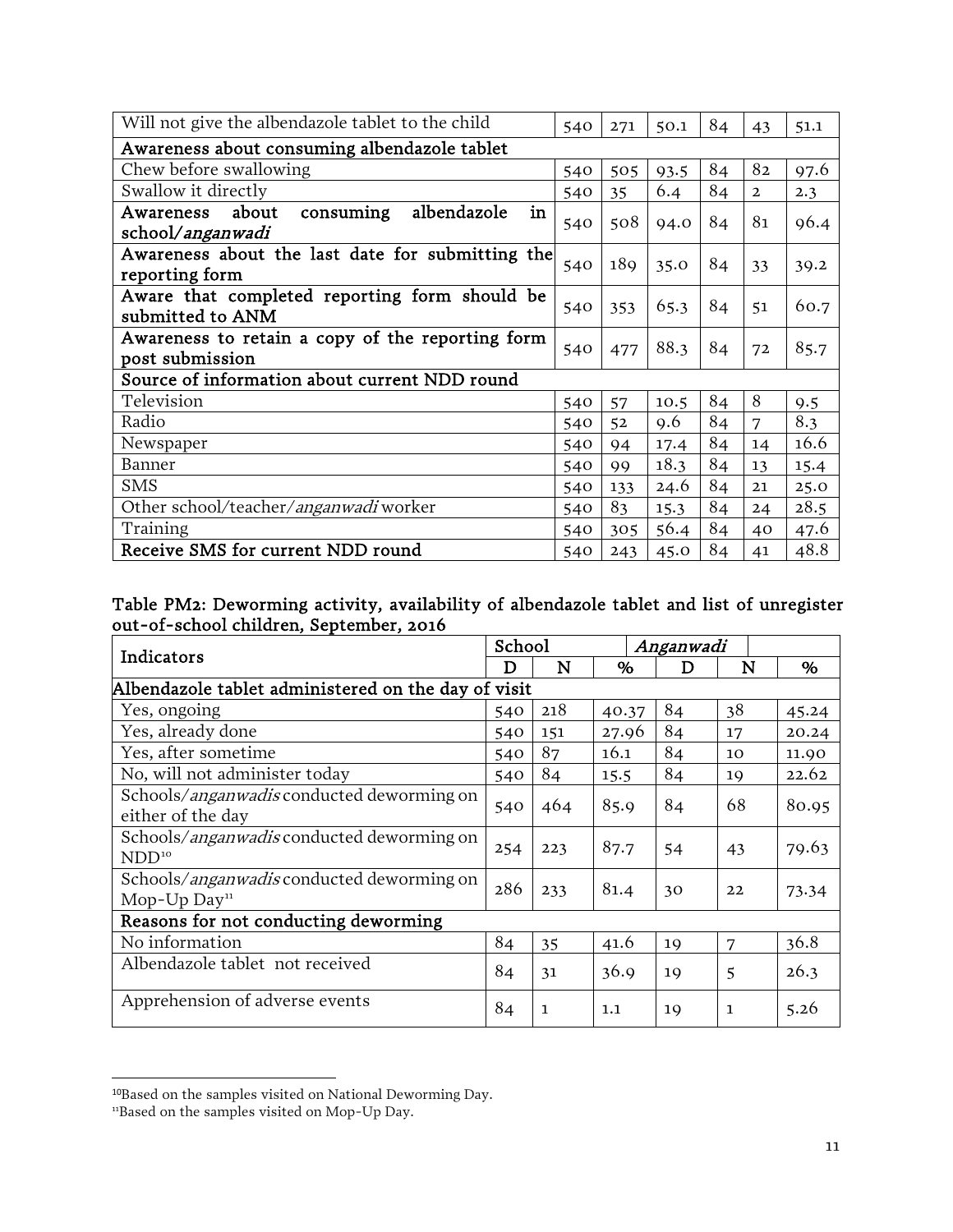| Will not give the albendazole tablet to the child | 540 | 271 | 50.1 | 84 | 43 | 51.1 |
|---|---|---|---|---|---|---|
| **Awareness about consuming albendazole tablet** | | | | | | |
| Chew before swallowing | 540 | 505 | 93.5 | 84 | 82 | 97.6 |
| Swallow it directly | 540 | 35 | 6.4 | 84 | 2 | 2.3 |
| **Awareness about consuming albendazole in school/*anganwadi*** | 540 | 508 | 94.0 | 84 | 81 | 96.4 |
| **Awareness about the last date for submitting the reporting form** | 540 | 189 | 35.0 | 84 | 33 | 39.2 |
| **Aware that completed reporting form should be submitted to ANM** | 540 | 353 | 65.3 | 84 | 51 | 60.7 |
| **Awareness to retain a copy of the reporting form post submission** | 540 | 477 | 88.3 | 84 | 72 | 85.7 |
| **Source of information about current NDD round** | | | | | | |
| Television | 540 | 57 | 10.5 | 84 | 8 | 9.5 |
| Radio | 540 | 52 | 9.6 | 84 | 7 | 8.3 |
| Newspaper | 540 | 94 | 17.4 | 84 | 14 | 16.6 |
| Banner | 540 | 99 | 18.3 | 84 | 13 | 15.4 |
| SMS | 540 | 133 | 24.6 | 84 | 21 | 25.0 |
| Other school/teacher/*anganwadi* worker | 540 | 83 | 15.3 | 84 | 24 | 28.5 |
| Training | 540 | 305 | 56.4 | 84 | 40 | 47.6 |
| **Receive SMS for current NDD round** | 540 | 243 | 45.0 | 84 | 41 | 48.8 |

**Table PM2: Deworming activity, availability of albendazole tablet and list of unregister out-of-school children, September, 2016**

| Indicators | School | | | *Anganwadi* | | |
|---|---|---|---|---|---|---|
| | D | N | % | D | N | % |
| **Albendazole tablet administered on the day of visit** | | | | | | |
| Yes, ongoing | 540 | 218 | 40.37 | 84 | 38 | 45.24 |
| Yes, already done | 540 | 151 | 27.96 | 84 | 17 | 20.24 |
| Yes, after sometime | 540 | 87 | 16.1 | 84 | 10 | 11.90 |
| No, will not administer today | 540 | 84 | 15.5 | 84 | 19 | 22.62 |
| Schools/*anganwadis* conducted deworming on either of the day | 540 | 464 | 85.9 | 84 | 68 | 80.95 |
| Schools/*anganwadis* conducted deworming on NDD[10] | 254 | 223 | 87.7 | 54 | 43 | 79.63 |
| Schools/*anganwadis* conducted deworming on Mop-Up Day[11] | 286 | 233 | 81.4 | 30 | 22 | 73.34 |
| **Reasons for not conducting deworming** | | | | | | |
| No information | 84 | 35 | 41.6 | 19 | 7 | 36.8 |
| Albendazole tablet not received | 84 | 31 | 36.9 | 19 | 5 | 26.3 |
| Apprehension of adverse events | 84 | 1 | 1.1 | 19 | 1 | 5.26 |

[10]Based on the samples visited on National Deworming Day.
[11]Based on the samples visited on Mop-Up Day.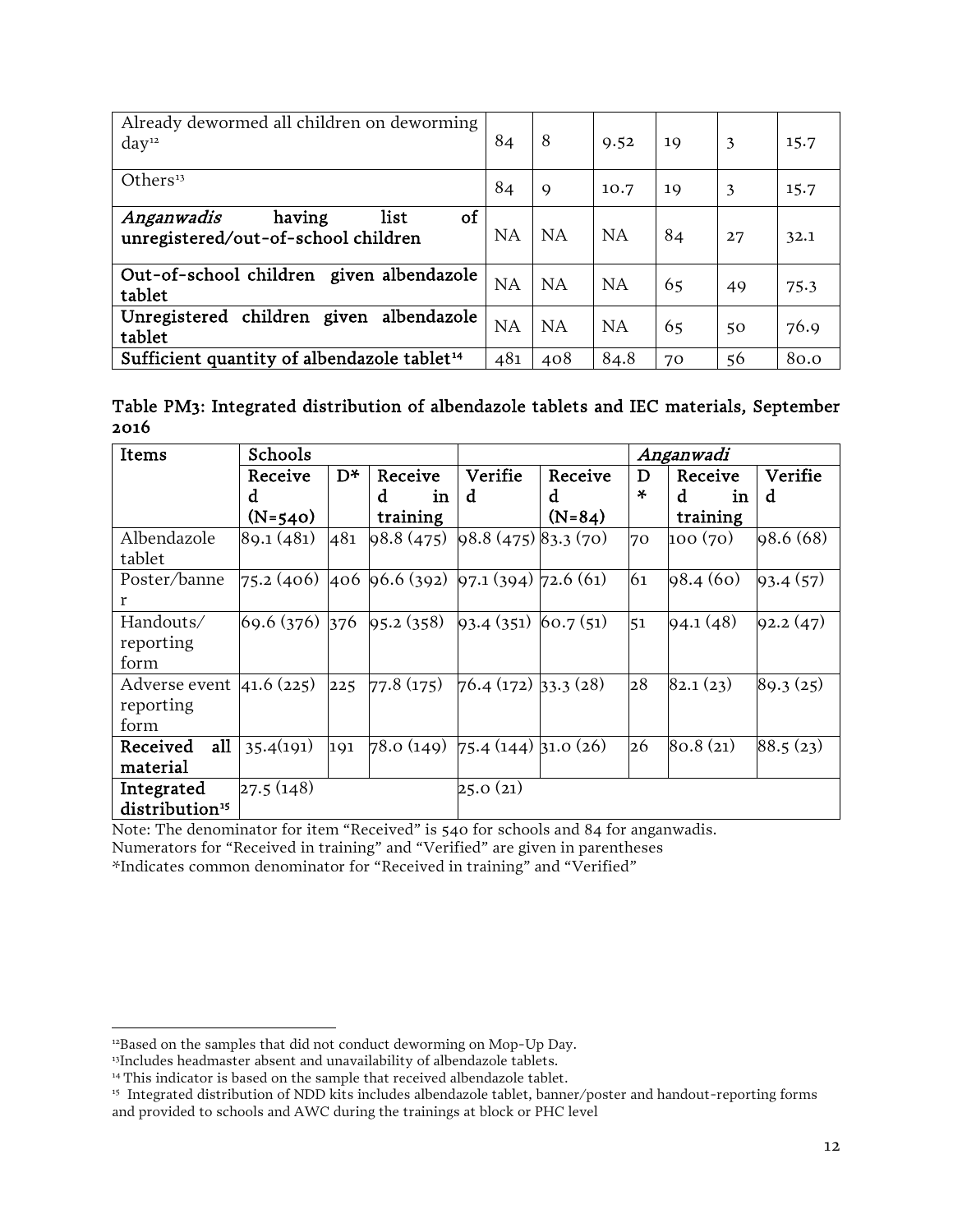| | | | | | | |
|---|---|---|---|---|---|---|
| Already dewormed all children on deworming day[12] | 84 | 8 | 9.52 | 19 | 3 | 15.7 |
| Others[13] | 84 | 9 | 10.7 | 19 | 3 | 15.7 |
| ***Anganwadis*** **having list of unregistered/out-of-school children** | NA | NA | NA | 84 | 27 | 32.1 |
| **Out-of-school children given albendazole tablet** | NA | NA | NA | 65 | 49 | 75.3 |
| **Unregistered children given albendazole tablet** | NA | NA | NA | 65 | 50 | 76.9 |
| **Sufficient quantity of albendazole tablet[14]** | 481 | 408 | 84.8 | 70 | 56 | 80.0 |

**Table PM3: Integrated distribution of albendazole tablets and IEC materials, September 2016**

| Items | Schools | | | | *Anganwadi* | | | |
|---|---|---|---|---|---|---|---|---|
| | Received (N=540) | D* | Received in training | Verified | Received (N=84) | D* | Received in training | Verified |
| Albendazole tablet | 89.1 (481) | 481 | 98.8 (475) | 98.8 (475) | 83.3 (70) | 70 | 100 (70) | 98.6 (68) |
| Poster/banner | 75.2 (406) | 406 | 96.6 (392) | 97.1 (394) | 72.6 (61) | 61 | 98.4 (60) | 93.4 (57) |
| Handouts/ reporting form | 69.6 (376) | 376 | 95.2 (358) | 93.4 (351) | 60.7 (51) | 51 | 94.1 (48) | 92.2 (47) |
| Adverse event reporting form | 41.6 (225) | 225 | 77.8 (175) | 76.4 (172) | 33.3 (28) | 28 | 82.1 (23) | 89.3 (25) |
| **Received all material** | 35.4(191) | 191 | 78.0 (149) | 75.4 (144) | 31.0 (26) | 26 | 80.8 (21) | 88.5 (23) |
| **Integrated distribution[15]** | 27.5 (148) | | | | 25.0 (21) | | | |

Note: The denominator for item "Received" is 540 for schools and 84 for anganwadis.
Numerators for "Received in training" and "Verified" are given in parentheses
*Indicates common denominator for "Received in training" and "Verified"

[12]Based on the samples that did not conduct deworming on Mop-Up Day.
[13]Includes headmaster absent and unavailability of albendazole tablets.
[14] This indicator is based on the sample that received albendazole tablet.
[15] Integrated distribution of NDD kits includes albendazole tablet, banner/poster and handout-reporting forms and provided to schools and AWC during the trainings at block or PHC level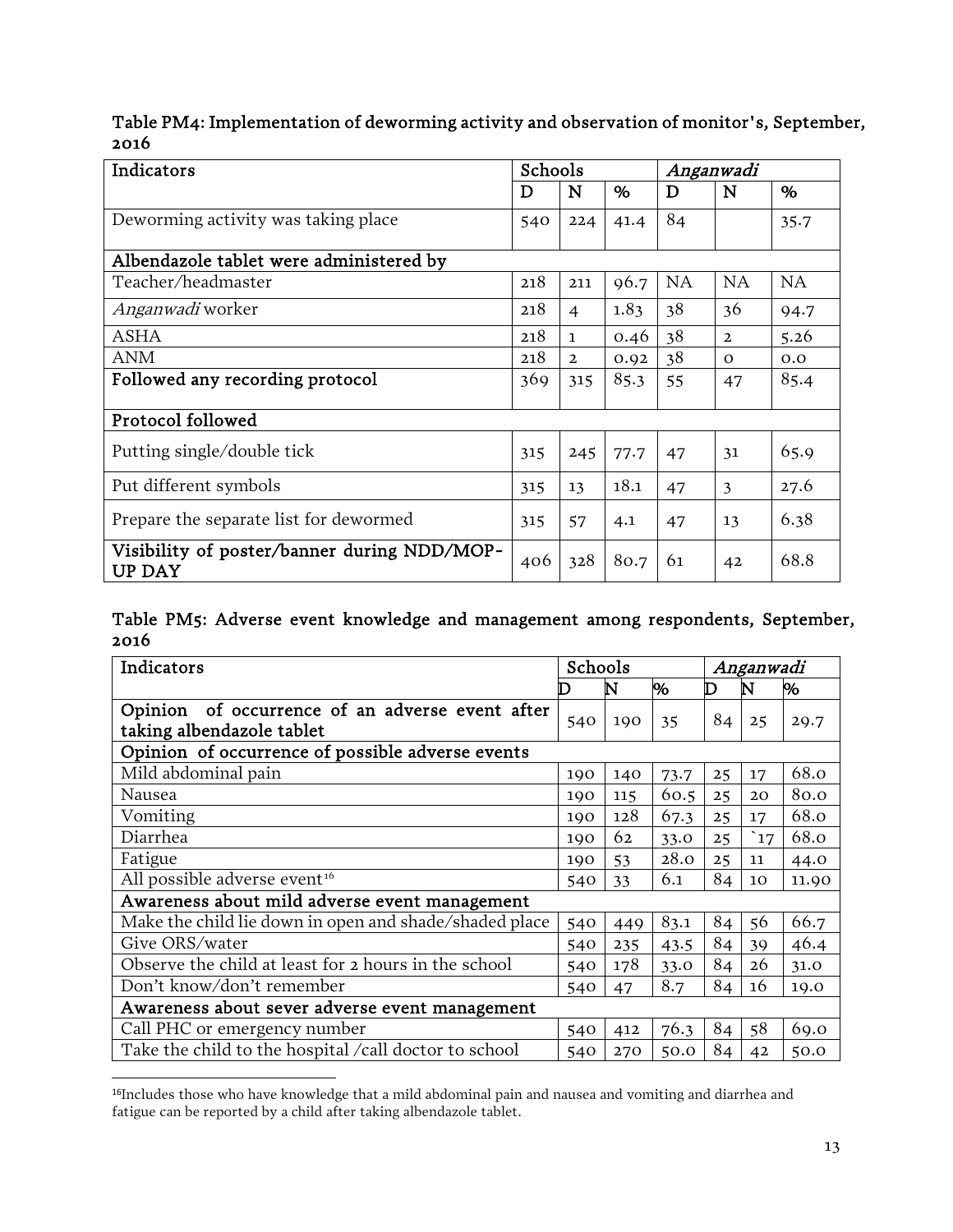Table PM4: Implementation of deworming activity and observation of monitor's, September, 2016

| Indicators | Schools | | | *Anganwadi* | | |
|---|---|---|---|---|---|---|
| | D | N | % | D | N | % |
| Deworming activity was taking place | 540 | 224 | 41.4 | 84 | | 35.7 |
| **Albendazole tablet were administered by** | | | | | | |
| Teacher/headmaster | 218 | 211 | 96.7 | NA | NA | NA |
| *Anganwadi* worker | 218 | 4 | 1.83 | 38 | 36 | 94.7 |
| ASHA | 218 | 1 | 0.46 | 38 | 2 | 5.26 |
| ANM | 218 | 2 | 0.92 | 38 | 0 | 0.0 |
| **Followed any recording protocol** | 369 | 315 | 85.3 | 55 | 47 | 85.4 |
| **Protocol followed** | | | | | | |
| Putting single/double tick | 315 | 245 | 77.7 | 47 | 31 | 65.9 |
| Put different symbols | 315 | 13 | 18.1 | 47 | 3 | 27.6 |
| Prepare the separate list for dewormed | 315 | 57 | 4.1 | 47 | 13 | 6.38 |
| **Visibility of poster/banner during NDD/MOP-UP DAY** | 406 | 328 | 80.7 | 61 | 42 | 68.8 |

Table PM5: Adverse event knowledge and management among respondents, September, 2016

| Indicators | Schools | | | *Anganwadi* | | |
|---|---|---|---|---|---|---|
| | D | N | % | D | N | % |
| Opinion of occurrence of an adverse event after taking albendazole tablet | 540 | 190 | 35 | 84 | 25 | 29.7 |
| **Opinion of occurrence of possible adverse events** | | | | | | |
| Mild abdominal pain | 190 | 140 | 73.7 | 25 | 17 | 68.0 |
| Nausea | 190 | 115 | 60.5 | 25 | 20 | 80.0 |
| Vomiting | 190 | 128 | 67.3 | 25 | 17 | 68.0 |
| Diarrhea | 190 | 62 | 33.0 | 25 | `17 | 68.0 |
| Fatigue | 190 | 53 | 28.0 | 25 | 11 | 44.0 |
| All possible adverse event[16] | 540 | 33 | 6.1 | 84 | 10 | 11.90 |
| **Awareness about mild adverse event management** | | | | | | |
| Make the child lie down in open and shade/shaded place | 540 | 449 | 83.1 | 84 | 56 | 66.7 |
| Give ORS/water | 540 | 235 | 43.5 | 84 | 39 | 46.4 |
| Observe the child at least for 2 hours in the school | 540 | 178 | 33.0 | 84 | 26 | 31.0 |
| Don't know/don't remember | 540 | 47 | 8.7 | 84 | 16 | 19.0 |
| **Awareness about sever adverse event management** | | | | | | |
| Call PHC or emergency number | 540 | 412 | 76.3 | 84 | 58 | 69.0 |
| Take the child to the hospital /call doctor to school | 540 | 270 | 50.0 | 84 | 42 | 50.0 |

[16]Includes those who have knowledge that a mild abdominal pain and nausea and vomiting and diarrhea and fatigue can be reported by a child after taking albendazole tablet.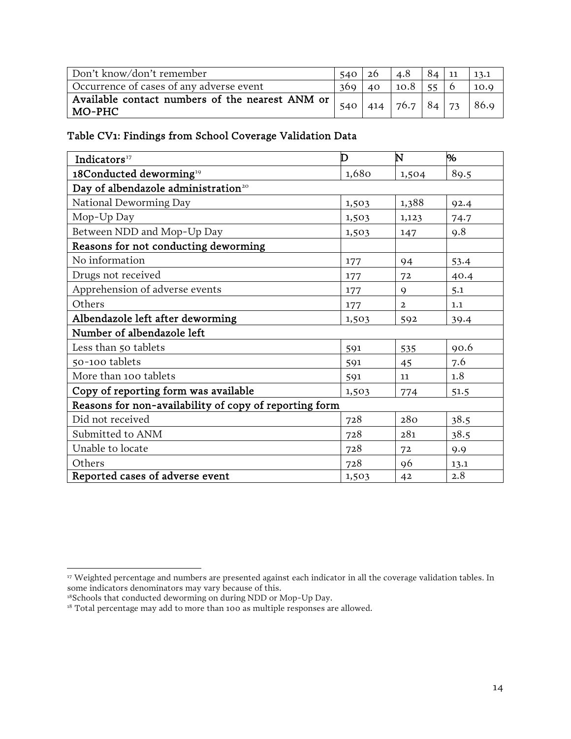| Don't know/don't remember | 540 | 26 | 4.8 | 84 | 11 | 13.1 |
|---|---|---|---|---|---|---|
| Occurrence of cases of any adverse event | 369 | 40 | 10.8 | 55 | 6 | 10.9 |
| **Available contact numbers of the nearest ANM or MO-PHC** | 540 | 414 | 76.7 | 84 | 73 | 86.9 |

### Table CV1: Findings from School Coverage Validation Data

| Indicators[17] | D | N | % |
|---|---|---|---|
| **18Conducted deworming[19]** | 1,680 | 1,504 | 89.5 |
| **Day of albendazole administration[20]** | | | |
| National Deworming Day | 1,503 | 1,388 | 92.4 |
| Mop-Up Day | 1,503 | 1,123 | 74.7 |
| Between NDD and Mop-Up Day | 1,503 | 147 | 9.8 |
| **Reasons for not conducting deworming** | | | |
| No information | 177 | 94 | 53.4 |
| Drugs not received | 177 | 72 | 40.4 |
| Apprehension of adverse events | 177 | 9 | 5.1 |
| Others | 177 | 2 | 1.1 |
| **Albendazole left after deworming** | 1,503 | 592 | 39.4 |
| **Number of albendazole left** | | | |
| Less than 50 tablets | 591 | 535 | 90.6 |
| 50-100 tablets | 591 | 45 | 7.6 |
| More than 100 tablets | 591 | 11 | 1.8 |
| **Copy of reporting form was available** | 1,503 | 774 | 51.5 |
| **Reasons for non-availability of copy of reporting form** | | | |
| Did not received | 728 | 280 | 38.5 |
| Submitted to ANM | 728 | 281 | 38.5 |
| Unable to locate | 728 | 72 | 9.9 |
| Others | 728 | 96 | 13.1 |
| **Reported cases of adverse event** | 1,503 | 42 | 2.8 |

---

[17] Weighted percentage and numbers are presented against each indicator in all the coverage validation tables. In some indicators denominators may vary because of this.

[18]Schools that conducted deworming on during NDD or Mop-Up Day.

[18] Total percentage may add to more than 100 as multiple responses are allowed.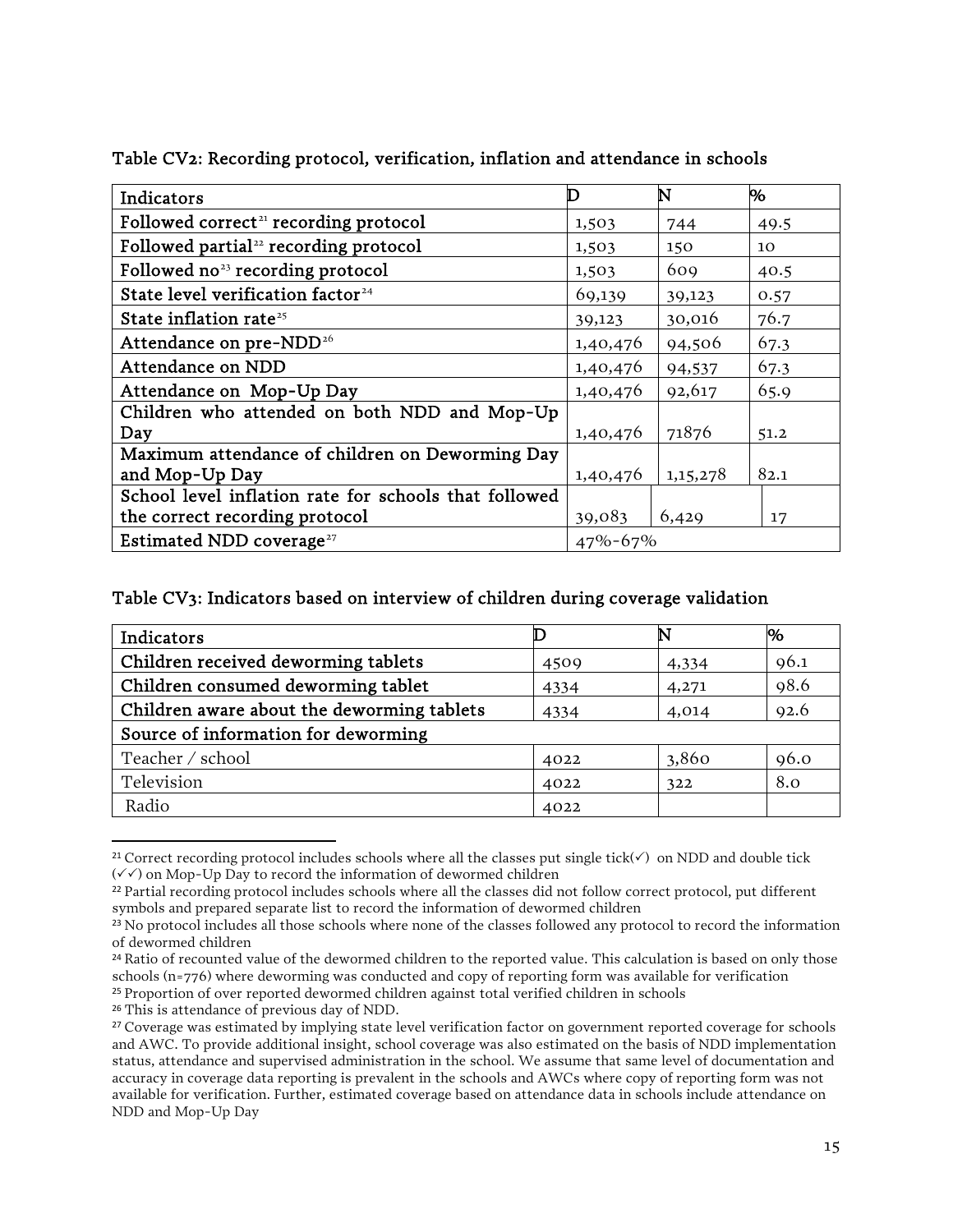Table CV2: Recording protocol, verification, inflation and attendance in schools

| Indicators | D | N | % |
|---|---|---|---|
| Followed correct[21] recording protocol | 1,503 | 744 | 49.5 |
| Followed partial[22] recording protocol | 1,503 | 150 | 10 |
| Followed no[23] recording protocol | 1,503 | 609 | 40.5 |
| State level verification factor[24] | 69,139 | 39,123 | 0.57 |
| State inflation rate[25] | 39,123 | 30,016 | 76.7 |
| Attendance on pre-NDD[26] | 1,40,476 | 94,506 | 67.3 |
| Attendance on NDD | 1,40,476 | 94,537 | 67.3 |
| Attendance on Mop-Up Day | 1,40,476 | 92,617 | 65.9 |
| Children who attended on both NDD and Mop-Up Day | 1,40,476 | 71876 | 51.2 |
| Maximum attendance of children on Deworming Day and Mop-Up Day | 1,40,476 | 1,15,278 | 82.1 |
| School level inflation rate for schools that followed the correct recording protocol | 39,083 | 6,429 | 17 |
| Estimated NDD coverage[27] | 47%-67% | | |

Table CV3: Indicators based on interview of children during coverage validation

| Indicators | D | N | % |
|---|---|---|---|
| Children received deworming tablets | 4509 | 4,334 | 96.1 |
| Children consumed deworming tablet | 4334 | 4,271 | 98.6 |
| Children aware about the deworming tablets | 4334 | 4,014 | 92.6 |
| Source of information for deworming | | | |
| Teacher / school | 4022 | 3,860 | 96.0 |
| Television | 4022 | 322 | 8.0 |
| Radio | 4022 | | |

[21] Correct recording protocol includes schools where all the classes put single tick(✓) on NDD and double tick (✓✓) on Mop-Up Day to record the information of dewormed children

[22] Partial recording protocol includes schools where all the classes did not follow correct protocol, put different symbols and prepared separate list to record the information of dewormed children

[23] No protocol includes all those schools where none of the classes followed any protocol to record the information of dewormed children

[24] Ratio of recounted value of the dewormed children to the reported value. This calculation is based on only those schools (n=776) where deworming was conducted and copy of reporting form was available for verification

[25] Proportion of over reported dewormed children against total verified children in schools

[26] This is attendance of previous day of NDD.

[27] Coverage was estimated by implying state level verification factor on government reported coverage for schools and AWC. To provide additional insight, school coverage was also estimated on the basis of NDD implementation status, attendance and supervised administration in the school. We assume that same level of documentation and accuracy in coverage data reporting is prevalent in the schools and AWCs where copy of reporting form was not available for verification. Further, estimated coverage based on attendance data in schools include attendance on NDD and Mop-Up Day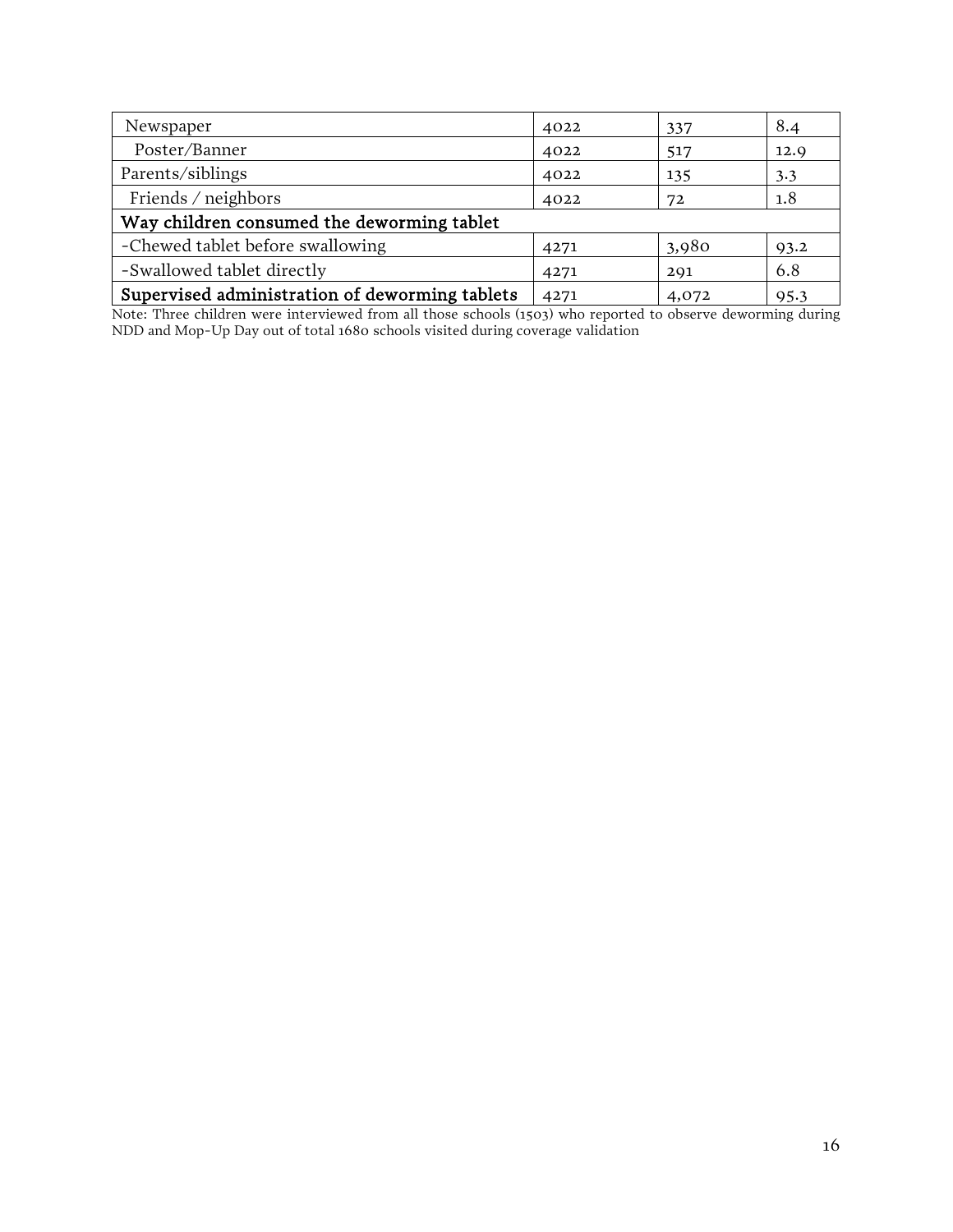| | | | |
|---|---|---|---|
| Newspaper | 4022 | 337 | 8.4 |
| Poster/Banner | 4022 | 517 | 12.9 |
| Parents/siblings | 4022 | 135 | 3.3 |
| Friends / neighbors | 4022 | 72 | 1.8 |
| **Way children consumed the deworming tablet** | | | |
| -Chewed tablet before swallowing | 4271 | 3,980 | 93.2 |
| -Swallowed tablet directly | 4271 | 291 | 6.8 |
| **Supervised administration of deworming tablets** | 4271 | 4,072 | 95.3 |

Note: Three children were interviewed from all those schools (1503) who reported to observe deworming during NDD and Mop-Up Day out of total 1680 schools visited during coverage validation